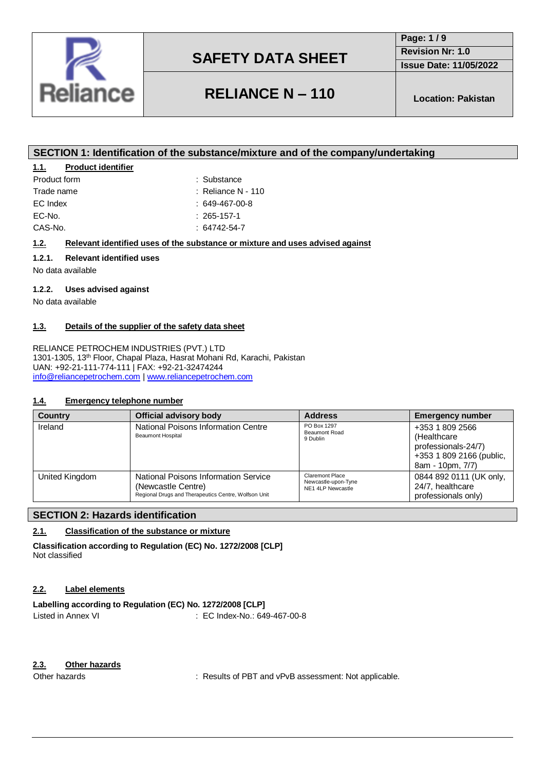# SAFETY DATA SHEET

# RELIANCE N – 110

Location: Pakistan

## SECTION 1: Identification of the substance/mixture and of the company/undertaking

### 1.1. Product identifier

Product form : Substance
Trade name : Reliance N - 110
EC Index : 649-467-00-8
EC-No. : 265-157-1
CAS-No. : 64742-54-7

### 1.2. Relevant identified uses of the substance or mixture and uses advised against

#### 1.2.1. Relevant identified uses

No data available

#### 1.2.2. Uses advised against

No data available

### 1.3. Details of the supplier of the safety data sheet

RELIANCE PETROCHEM INDUSTRIES (PVT.) LTD
1301-1305, 13th Floor, Chapal Plaza, Hasrat Mohani Rd, Karachi, Pakistan
UAN: +92-21-111-774-111 | FAX: +92-21-32474244
info@reliancepetrochem.com | www.reliancepetrochem.com

### 1.4. Emergency telephone number

| Country | Official advisory body | Address | Emergency number |
|---|---|---|---|
| Ireland | National Poisons Information Centre<br>Beaumont Hospital | PO Box 1297<br>Beaumont Road<br>9 Dublin | +353 1 809 2566 (Healthcare professionals-24/7)<br>+353 1 809 2166 (public, 8am - 10pm, 7/7) |
| United Kingdom | National Poisons Information Service (Newcastle Centre)<br>Regional Drugs and Therapeutics Centre, Wolfson Unit | Claremont Place<br>Newcastle-upon-Tyne<br>NE1 4LP Newcastle | 0844 892 0111 (UK only, 24/7, healthcare professionals only) |

## SECTION 2: Hazards identification

### 2.1. Classification of the substance or mixture

**Classification according to Regulation (EC) No. 1272/2008 [CLP]**
Not classified

### 2.2. Label elements

**Labelling according to Regulation (EC) No. 1272/2008 [CLP]**
Listed in Annex VI : EC Index-No.: 649-467-00-8

### 2.3. Other hazards

Other hazards : Results of PBT and vPvB assessment: Not applicable.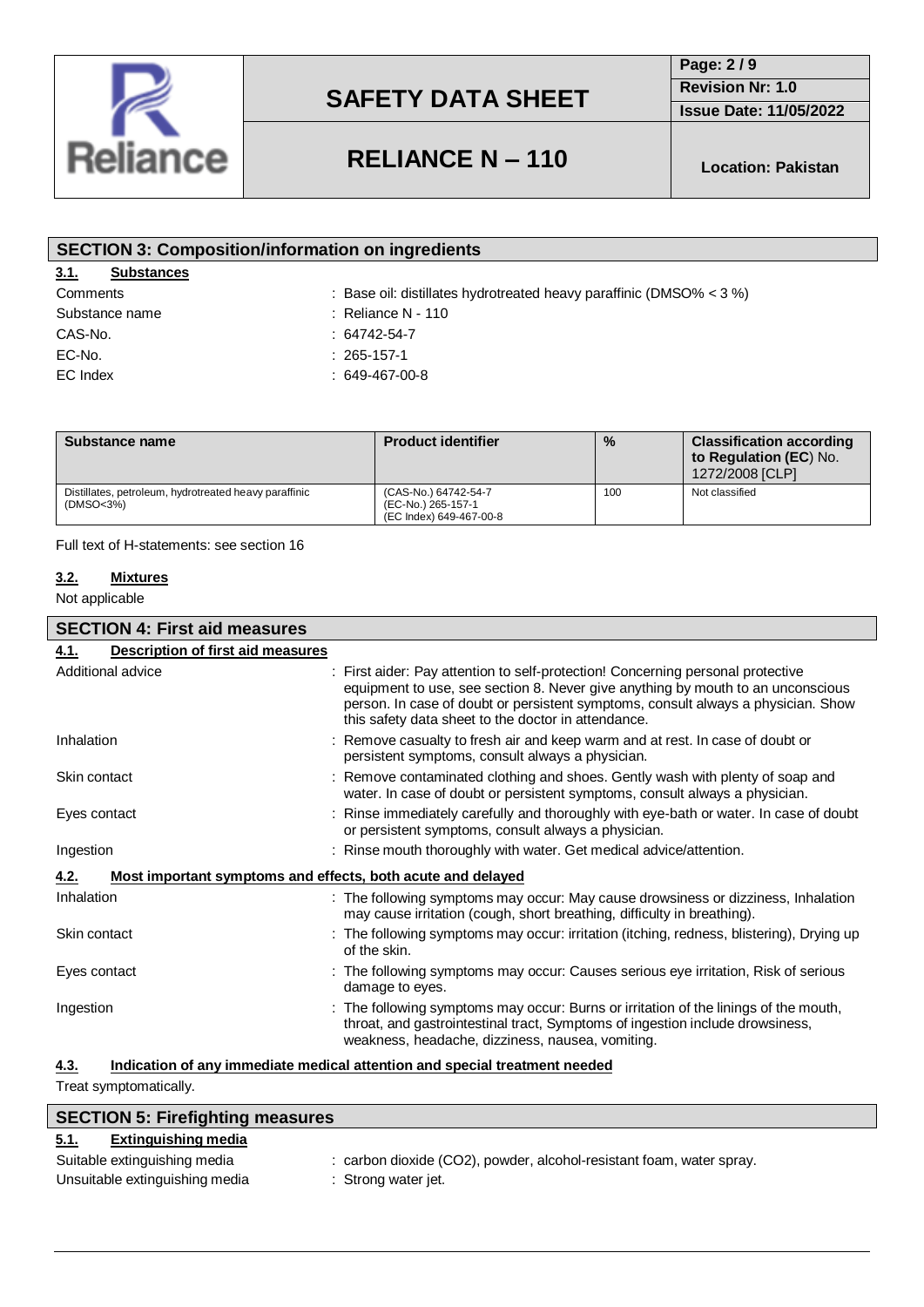## SECTION 3: Composition/information on ingredients

### 3.1. Substances

Comments : Base oil: distillates hydrotreated heavy paraffinic (DMSO% < 3 %)

Substance name : Reliance N - 110

CAS-No. : 64742-54-7

EC-No. : 265-157-1

EC Index : 649-467-00-8

| Substance name | Product identifier | % | Classification according to Regulation (EC) No. 1272/2008 [CLP] |
|---|---|---|---|
| Distillates, petroleum, hydrotreated heavy paraffinic (DMSO<3%) | (CAS-No.) 64742-54-7<br>(EC-No.) 265-157-1<br>(EC Index) 649-467-00-8 | 100 | Not classified |

Full text of H-statements: see section 16

### 3.2. Mixtures

Not applicable

## SECTION 4: First aid measures

### 4.1. Description of first aid measures

Additional advice : First aider: Pay attention to self-protection! Concerning personal protective equipment to use, see section 8. Never give anything by mouth to an unconscious person. In case of doubt or persistent symptoms, consult always a physician. Show this safety data sheet to the doctor in attendance.

Inhalation : Remove casualty to fresh air and keep warm and at rest. In case of doubt or persistent symptoms, consult always a physician.

Skin contact : Remove contaminated clothing and shoes. Gently wash with plenty of soap and water. In case of doubt or persistent symptoms, consult always a physician.

Eyes contact : Rinse immediately carefully and thoroughly with eye-bath or water. In case of doubt or persistent symptoms, consult always a physician.

Ingestion : Rinse mouth thoroughly with water. Get medical advice/attention.

### 4.2. Most important symptoms and effects, both acute and delayed

Inhalation : The following symptoms may occur: May cause drowsiness or dizziness, Inhalation may cause irritation (cough, short breathing, difficulty in breathing).

Skin contact : The following symptoms may occur: irritation (itching, redness, blistering), Drying up of the skin.

Eyes contact : The following symptoms may occur: Causes serious eye irritation, Risk of serious damage to eyes.

Ingestion : The following symptoms may occur: Burns or irritation of the linings of the mouth, throat, and gastrointestinal tract, Symptoms of ingestion include drowsiness, weakness, headache, dizziness, nausea, vomiting.

### 4.3. Indication of any immediate medical attention and special treatment needed

Treat symptomatically.

## SECTION 5: Firefighting measures

### 5.1. Extinguishing media

Suitable extinguishing media : carbon dioxide ($CO_2$), powder, alcohol-resistant foam, water spray.

Unsuitable extinguishing media : Strong water jet.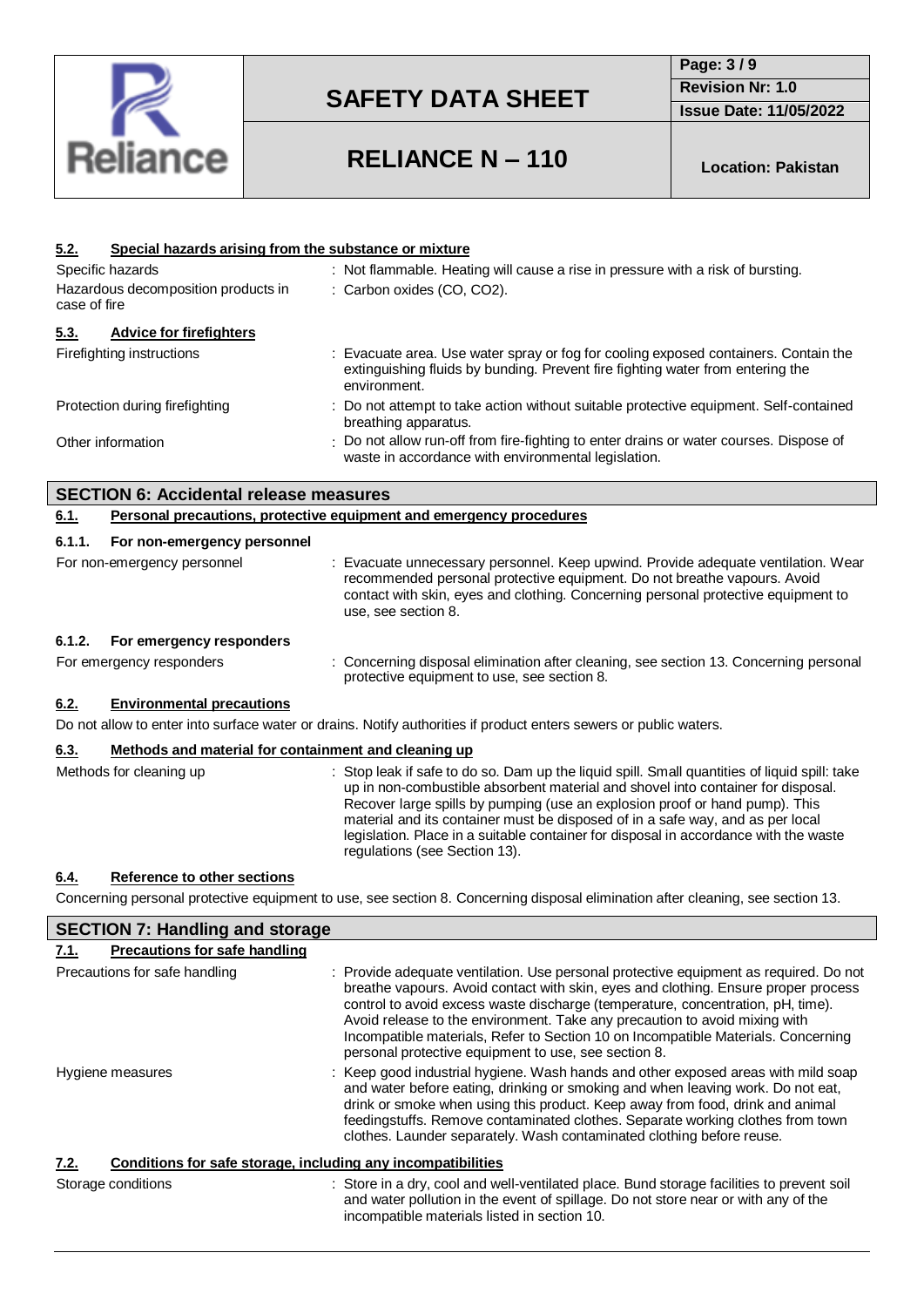#### 5.2. Special hazards arising from the substance or mixture

| | |
|---|---|
| Specific hazards | : Not flammable. Heating will cause a rise in pressure with a risk of bursting. |
| Hazardous decomposition products in case of fire | : Carbon oxides (CO, $CO_2$). |

#### 5.3. Advice for firefighters

| | |
|---|---|
| Firefighting instructions | : Evacuate area. Use water spray or fog for cooling exposed containers. Contain the extinguishing fluids by bunding. Prevent fire fighting water from entering the environment. |
| Protection during firefighting | : Do not attempt to take action without suitable protective equipment. Self-contained breathing apparatus. |
| Other information | : Do not allow run-off from fire-fighting to enter drains or water courses. Dispose of waste in accordance with environmental legislation. |

## SECTION 6: Accidental release measures

### 6.1. Personal precautions, protective equipment and emergency procedures

#### 6.1.1. For non-emergency personnel

| | |
|---|---|
| For non-emergency personnel | : Evacuate unnecessary personnel. Keep upwind. Provide adequate ventilation. Wear recommended personal protective equipment. Do not breathe vapours. Avoid contact with skin, eyes and clothing. Concerning personal protective equipment to use, see section 8. |

#### 6.1.2. For emergency responders

| | |
|---|---|
| For emergency responders | : Concerning disposal elimination after cleaning, see section 13. Concerning personal protective equipment to use, see section 8. |

### 6.2. Environmental precautions

Do not allow to enter into surface water or drains. Notify authorities if product enters sewers or public waters.

### 6.3. Methods and material for containment and cleaning up

| | |
|---|---|
| Methods for cleaning up | : Stop leak if safe to do so. Dam up the liquid spill. Small quantities of liquid spill: take up in non-combustible absorbent material and shovel into container for disposal. Recover large spills by pumping (use an explosion proof or hand pump). This material and its container must be disposed of in a safe way, and as per local legislation. Place in a suitable container for disposal in accordance with the waste regulations (see Section 13). |

### 6.4. Reference to other sections

Concerning personal protective equipment to use, see section 8. Concerning disposal elimination after cleaning, see section 13.

## SECTION 7: Handling and storage

### 7.1. Precautions for safe handling

| | |
|---|---|
| Precautions for safe handling | : Provide adequate ventilation. Use personal protective equipment as required. Do not breathe vapours. Avoid contact with skin, eyes and clothing. Ensure proper process control to avoid excess waste discharge (temperature, concentration, pH, time). Avoid release to the environment. Take any precaution to avoid mixing with Incompatible materials, Refer to Section 10 on Incompatible Materials. Concerning personal protective equipment to use, see section 8. |
| Hygiene measures | : Keep good industrial hygiene. Wash hands and other exposed areas with mild soap and water before eating, drinking or smoking and when leaving work. Do not eat, drink or smoke when using this product. Keep away from food, drink and animal feedingstuffs. Remove contaminated clothes. Separate working clothes from town clothes. Launder separately. Wash contaminated clothing before reuse. |

### 7.2. Conditions for safe storage, including any incompatibilities

| | |
|---|---|
| Storage conditions | : Store in a dry, cool and well-ventilated place. Bund storage facilities to prevent soil and water pollution in the event of spillage. Do not store near or with any of the incompatible materials listed in section 10. |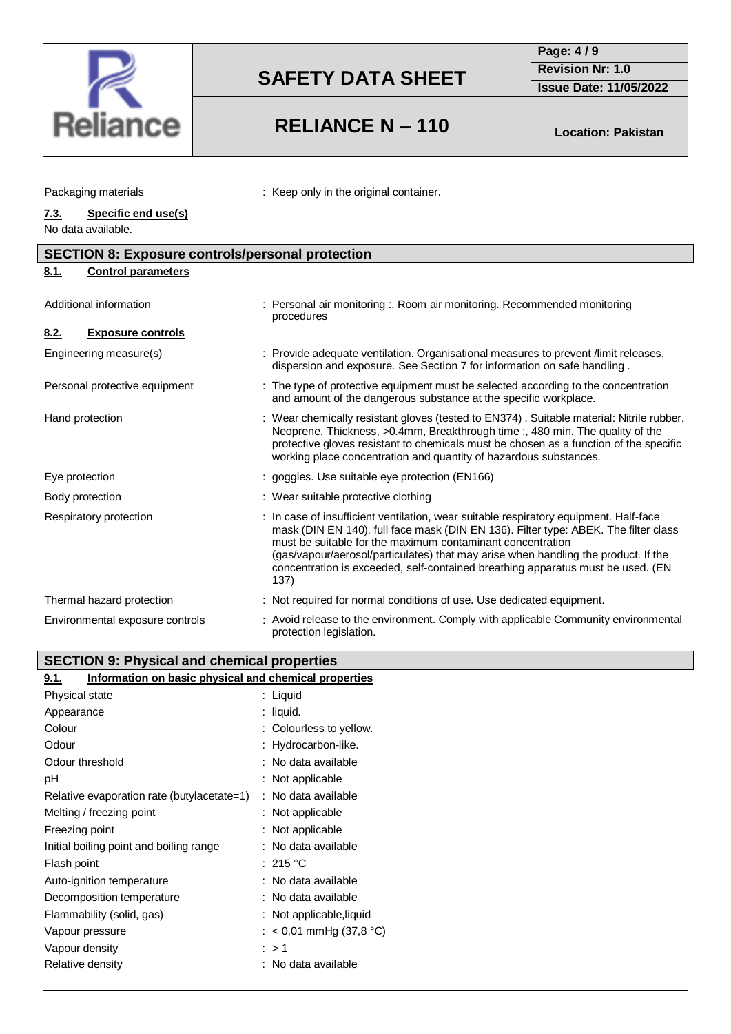Packaging materials : Keep only in the original container.

### 7.3. Specific end use(s)

No data available.

## SECTION 8: Exposure controls/personal protection

### 8.1. Control parameters

| | |
|---|---|
| Additional information | : Personal air monitoring :. Room air monitoring. Recommended monitoring procedures |

### 8.2. Exposure controls

| | |
|---|---|
| Engineering measure(s) | : Provide adequate ventilation. Organisational measures to prevent /limit releases, dispersion and exposure. See Section 7 for information on safe handling . |
| Personal protective equipment | : The type of protective equipment must be selected according to the concentration and amount of the dangerous substance at the specific workplace. |
| Hand protection | : Wear chemically resistant gloves (tested to EN374) . Suitable material: Nitrile rubber, Neoprene, Thickness, >0.4mm, Breakthrough time :, 480 min. The quality of the protective gloves resistant to chemicals must be chosen as a function of the specific working place concentration and quantity of hazardous substances. |
| Eye protection | : goggles. Use suitable eye protection (EN166) |
| Body protection | : Wear suitable protective clothing |
| Respiratory protection | : In case of insufficient ventilation, wear suitable respiratory equipment. Half-face mask (DIN EN 140). full face mask (DIN EN 136). Filter type: ABEK. The filter class must be suitable for the maximum contaminant concentration (gas/vapour/aerosol/particulates) that may arise when handling the product. If the concentration is exceeded, self-contained breathing apparatus must be used. (EN 137) |
| Thermal hazard protection | : Not required for normal conditions of use. Use dedicated equipment. |
| Environmental exposure controls | : Avoid release to the environment. Comply with applicable Community environmental protection legislation. |

## SECTION 9: Physical and chemical properties

### 9.1. Information on basic physical and chemical properties

| | |
|---|---|
| Physical state | : Liquid |
| Appearance | : liquid. |
| Colour | : Colourless to yellow. |
| Odour | : Hydrocarbon-like. |
| Odour threshold | : No data available |
| pH | : Not applicable |
| Relative evaporation rate (butylacetate=1) | : No data available |
| Melting / freezing point | : Not applicable |
| Freezing point | : Not applicable |
| Initial boiling point and boiling range | : No data available |
| Flash point | : 215 °C |
| Auto-ignition temperature | : No data available |
| Decomposition temperature | : No data available |
| Flammability (solid, gas) | : Not applicable,liquid |
| Vapour pressure | : < 0,01 mmHg (37,8 °C) |
| Vapour density | : > 1 |
| Relative density | : No data available |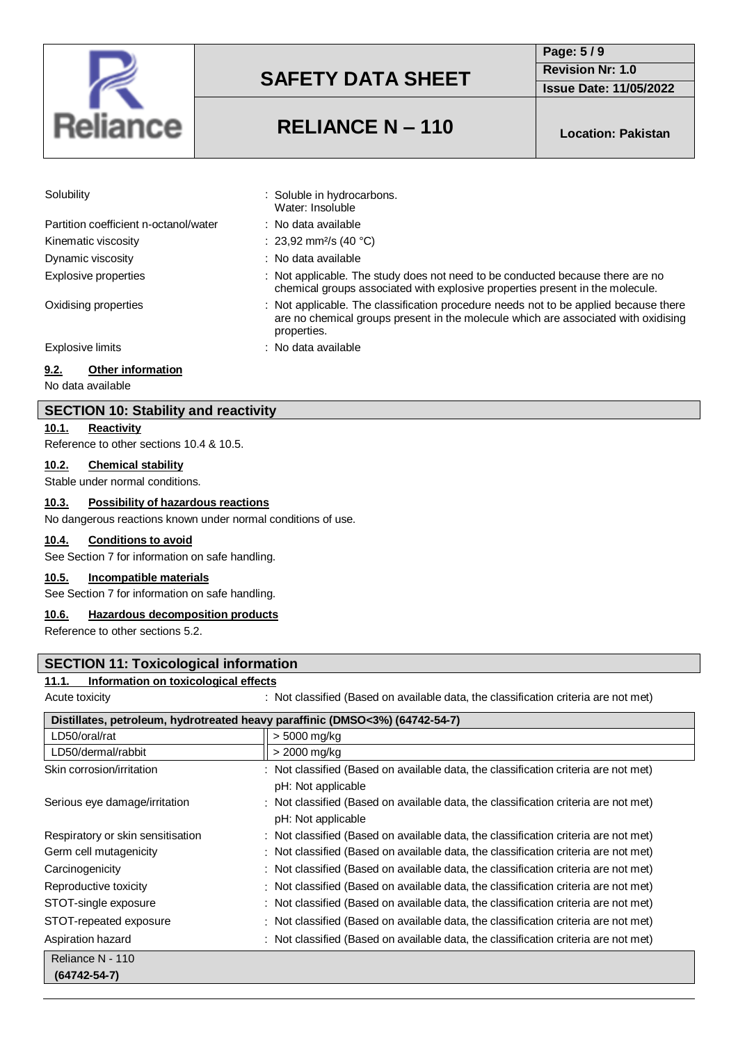| | |
|---|---|
| Solubility | : Soluble in hydrocarbons.<br>Water: Insoluble |
| Partition coefficient n-octanol/water | : No data available |
| Kinematic viscosity | : 23,92 mm²/s (40 °C) |
| Dynamic viscosity | : No data available |
| Explosive properties | : Not applicable. The study does not need to be conducted because there are no chemical groups associated with explosive properties present in the molecule. |
| Oxidising properties | : Not applicable. The classification procedure needs not to be applied because there are no chemical groups present in the molecule which are associated with oxidising properties. |
| Explosive limits | : No data available |

### 9.2. Other information

No data available

## SECTION 10: Stability and reactivity

### 10.1. Reactivity

Reference to other sections 10.4 & 10.5.

### 10.2. Chemical stability

Stable under normal conditions.

### 10.3. Possibility of hazardous reactions

No dangerous reactions known under normal conditions of use.

### 10.4. Conditions to avoid

See Section 7 for information on safe handling.

### 10.5. Incompatible materials

See Section 7 for information on safe handling.

### 10.6. Hazardous decomposition products

Reference to other sections 5.2.

## SECTION 11: Toxicological information

### 11.1. Information on toxicological effects

Acute toxicity : Not classified (Based on available data, the classification criteria are not met)

| Distillates, petroleum, hydrotreated heavy paraffinic (DMSO<3%) (64742-54-7) | |
|---|---|
| LD50/oral/rat | > 5000 mg/kg |
| LD50/dermal/rabbit | > 2000 mg/kg |

| | |
|---|---|
| Skin corrosion/irritation | : Not classified (Based on available data, the classification criteria are not met)<br>pH: Not applicable |
| Serious eye damage/irritation | : Not classified (Based on available data, the classification criteria are not met)<br>pH: Not applicable |
| Respiratory or skin sensitisation | : Not classified (Based on available data, the classification criteria are not met) |
| Germ cell mutagenicity | : Not classified (Based on available data, the classification criteria are not met) |
| Carcinogenicity | : Not classified (Based on available data, the classification criteria are not met) |
| Reproductive toxicity | : Not classified (Based on available data, the classification criteria are not met) |
| STOT-single exposure | : Not classified (Based on available data, the classification criteria are not met) |
| STOT-repeated exposure | : Not classified (Based on available data, the classification criteria are not met) |
| Aspiration hazard | : Not classified (Based on available data, the classification criteria are not met) |

| Reliance N - 110<br>**(64742-54-7)** |
|---|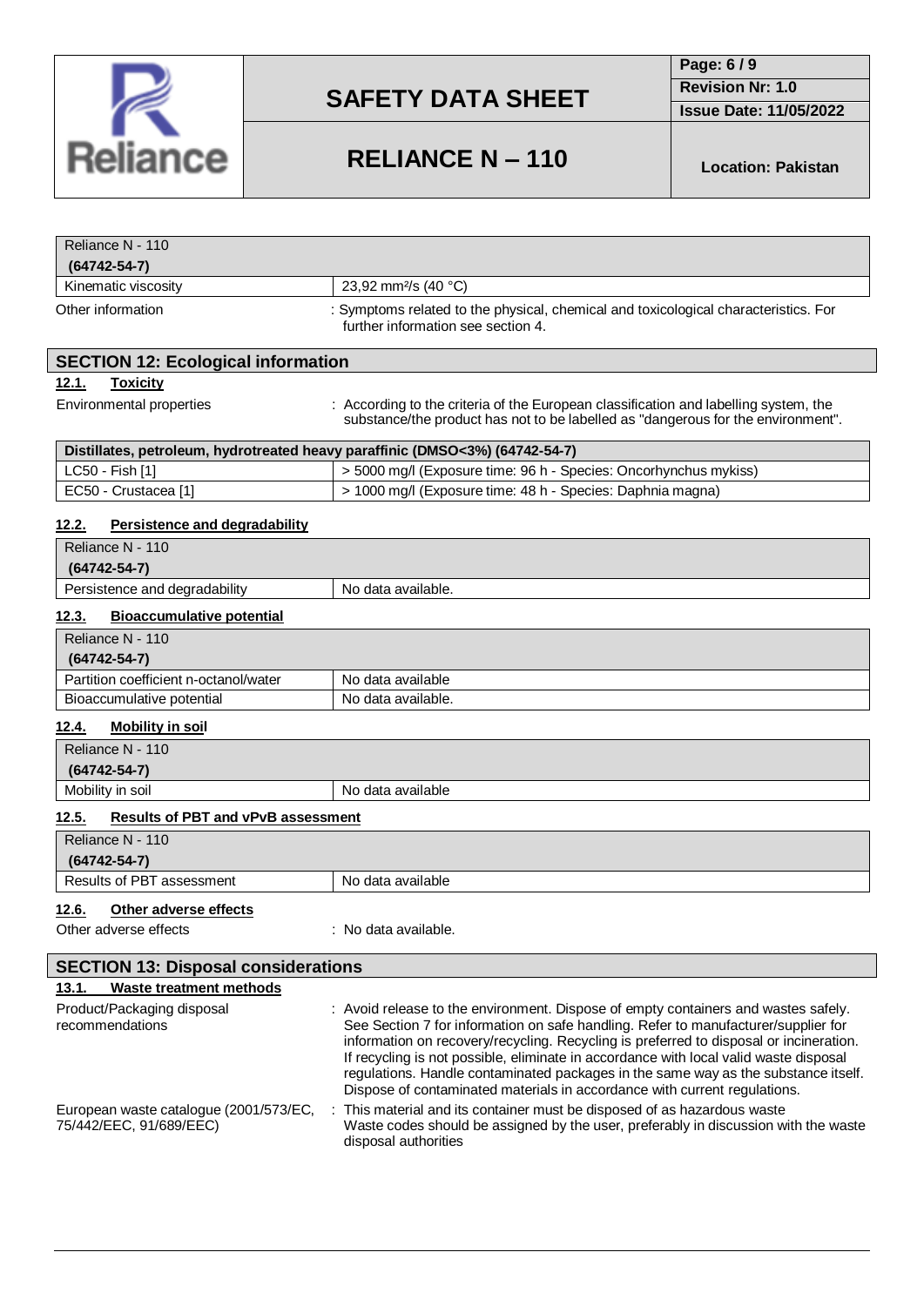| Reliance N - 110 (64742-54-7) | |
|---|---|
| Kinematic viscosity | 23,92 mm²/s (40 °C) |

Other information : Symptoms related to the physical, chemical and toxicological characteristics. For further information see section 4.

## SECTION 12: Ecological information

### 12.1. Toxicity

Environmental properties : According to the criteria of the European classification and labelling system, the substance/the product has not to be labelled as "dangerous for the environment".

| Distillates, petroleum, hydrotreated heavy paraffinic (DMSO<3%) (64742-54-7) | |
|---|---|
| LC50 - Fish [1] | > 5000 mg/l (Exposure time: 96 h - Species: Oncorhynchus mykiss) |
| EC50 - Crustacea [1] | > 1000 mg/l (Exposure time: 48 h - Species: Daphnia magna) |

### 12.2. Persistence and degradability

| Reliance N - 110 (64742-54-7) | |
|---|---|
| Persistence and degradability | No data available. |

### 12.3. Bioaccumulative potential

| Reliance N - 110 (64742-54-7) | |
|---|---|
| Partition coefficient n-octanol/water | No data available |
| Bioaccumulative potential | No data available. |

### 12.4. Mobility in soil

| Reliance N - 110 (64742-54-7) | |
|---|---|
| Mobility in soil | No data available |

### 12.5. Results of PBT and vPvB assessment

| Reliance N - 110 (64742-54-7) | |
|---|---|
| Results of PBT assessment | No data available |

### 12.6. Other adverse effects

Other adverse effects : No data available.

## SECTION 13: Disposal considerations

### 13.1. Waste treatment methods

Product/Packaging disposal recommendations : Avoid release to the environment. Dispose of empty containers and wastes safely. See Section 7 for information on safe handling. Refer to manufacturer/supplier for information on recovery/recycling. Recycling is preferred to disposal or incineration. If recycling is not possible, eliminate in accordance with local valid waste disposal regulations. Handle contaminated packages in the same way as the substance itself. Dispose of contaminated materials in accordance with current regulations.

European waste catalogue (2001/573/EC, 75/442/EEC, 91/689/EEC) : This material and its container must be disposed of as hazardous waste. Waste codes should be assigned by the user, preferably in discussion with the waste disposal authorities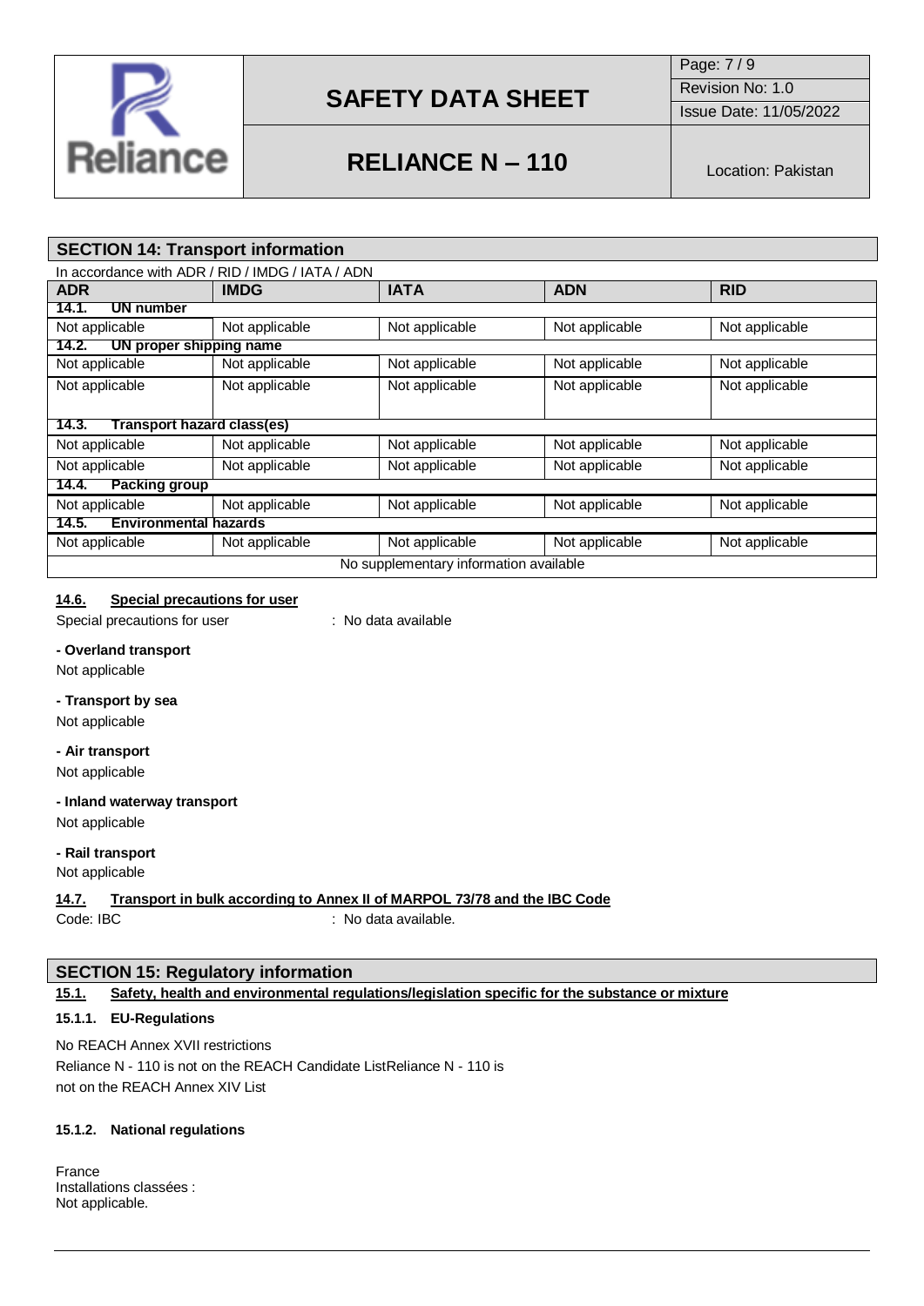## SECTION 14: Transport information

In accordance with ADR / RID / IMDG / IATA / ADN

| ADR | IMDG | IATA | ADN | RID |
|---|---|---|---|---|
| **14.1. UN number** | | | | |
| Not applicable | Not applicable | Not applicable | Not applicable | Not applicable |
| **14.2. UN proper shipping name** | | | | |
| Not applicable | Not applicable | Not applicable | Not applicable | Not applicable |
| Not applicable | Not applicable | Not applicable | Not applicable | Not applicable |
| **14.3. Transport hazard class(es)** | | | | |
| Not applicable | Not applicable | Not applicable | Not applicable | Not applicable |
| Not applicable | Not applicable | Not applicable | Not applicable | Not applicable |
| **14.4. Packing group** | | | | |
| Not applicable | Not applicable | Not applicable | Not applicable | Not applicable |
| **14.5. Environmental hazards** | | | | |
| Not applicable | Not applicable | Not applicable | Not applicable | Not applicable |
| No supplementary information available | | | | |

### 14.6. Special precautions for user

Special precautions for user : No data available

**- Overland transport**

Not applicable

**- Transport by sea**

Not applicable

**- Air transport**

Not applicable

**- Inland waterway transport**

Not applicable

**- Rail transport**

Not applicable

### 14.7. Transport in bulk according to Annex II of MARPOL 73/78 and the IBC Code

Code: IBC : No data available.

## SECTION 15: Regulatory information

### 15.1. Safety, health and environmental regulations/legislation specific for the substance or mixture

#### 15.1.1. EU-Regulations

No REACH Annex XVII restrictions

Reliance N - 110 is not on the REACH Candidate ListReliance N - 110 is not on the REACH Annex XIV List

#### 15.1.2. National regulations

France

Installations classées :

Not applicable.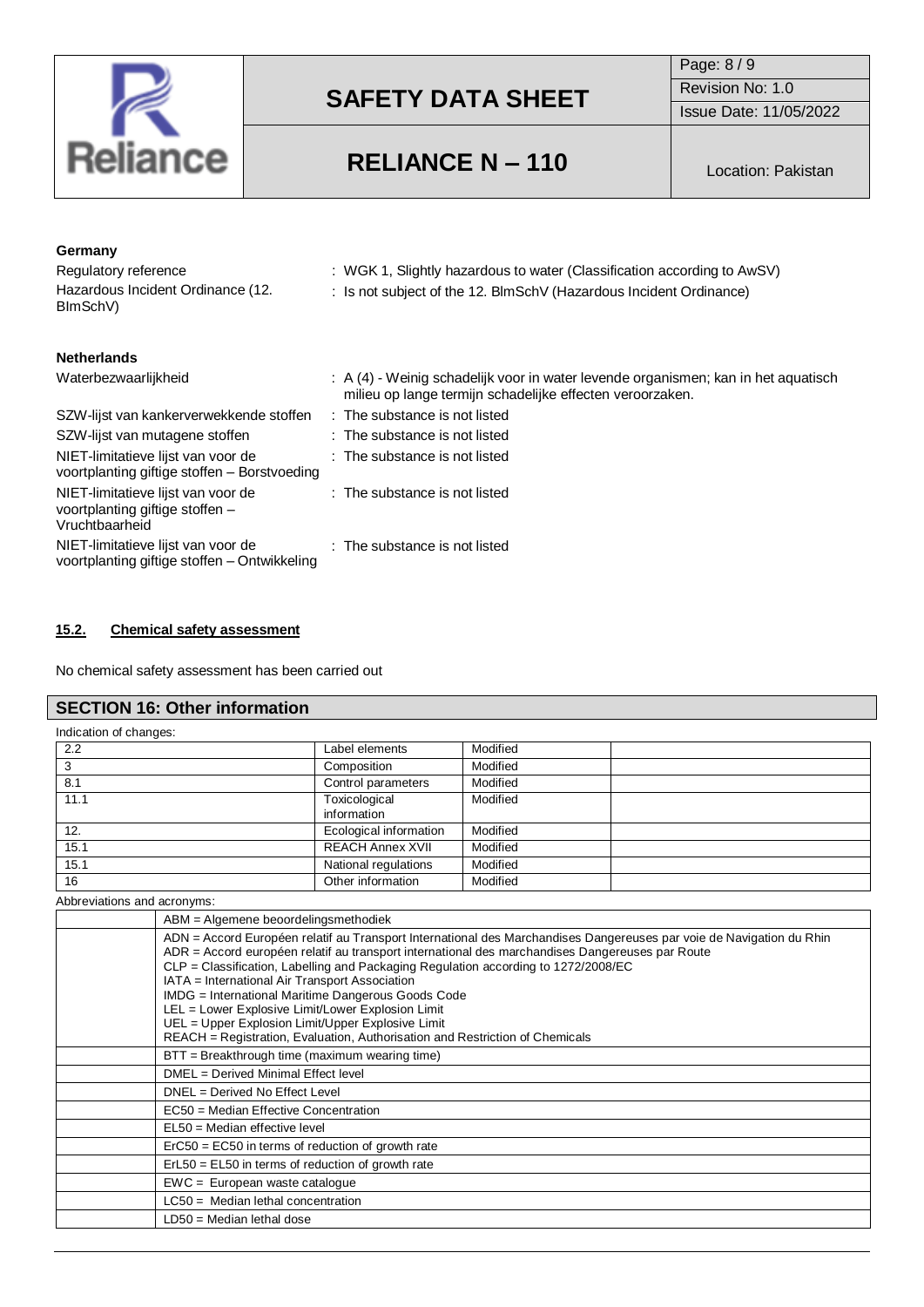**Germany**

| | |
|---|---|
| Regulatory reference | : WGK 1, Slightly hazardous to water (Classification according to AwSV) |
| Hazardous Incident Ordinance (12. BImSchV) | : Is not subject of the 12. BlmSchV (Hazardous Incident Ordinance) |

**Netherlands**

| | |
|---|---|
| Waterbezwaarlijkheid | : A (4) - Weinig schadelijk voor in water levende organismen; kan in het aquatisch milieu op lange termijn schadelijke effecten veroorzaken. |
| SZW-lijst van kankerverwekkende stoffen | : The substance is not listed |
| SZW-lijst van mutagene stoffen | : The substance is not listed |
| NIET-limitatieve lijst van voor de voortplanting giftige stoffen – Borstvoeding | : The substance is not listed |
| NIET-limitatieve lijst van voor de voortplanting giftige stoffen – Vruchtbaarheid | : The substance is not listed |
| NIET-limitatieve lijst van voor de voortplanting giftige stoffen – Ontwikkeling | : The substance is not listed |

### 15.2. Chemical safety assessment

No chemical safety assessment has been carried out

## SECTION 16: Other information

Indication of changes:

| | | | |
|---|---|---|---|
| 2.2 | Label elements | Modified | |
| 3 | Composition | Modified | |
| 8.1 | Control parameters | Modified | |
| 11.1 | Toxicological information | Modified | |
| 12. | Ecological information | Modified | |
| 15.1 | REACH Annex XVII | Modified | |
| 15.1 | National regulations | Modified | |
| 16 | Other information | Modified | |

Abbreviations and acronyms:

| | |
|---|---|
| | ABM = Algemene beoordelingsmethodiek |
| | ADN = Accord Européen relatif au Transport International des Marchandises Dangereuses par voie de Navigation du Rhin<br>ADR = Accord européen relatif au transport international des marchandises Dangereuses par Route<br>CLP = Classification, Labelling and Packaging Regulation according to 1272/2008/EC<br>IATA = International Air Transport Association<br>IMDG = International Maritime Dangerous Goods Code<br>LEL = Lower Explosive Limit/Lower Explosion Limit<br>UEL = Upper Explosion Limit/Upper Explosive Limit<br>REACH = Registration, Evaluation, Authorisation and Restriction of Chemicals |
| | BTT = Breakthrough time (maximum wearing time) |
| | DMEL = Derived Minimal Effect level |
| | DNEL = Derived No Effect Level |
| | EC50 = Median Effective Concentration |
| | EL50 = Median effective level |
| | ErC50 = EC50 in terms of reduction of growth rate |
| | ErL50 = EL50 in terms of reduction of growth rate |
| | EWC = European waste catalogue |
| | LC50 = Median lethal concentration |
| | LD50 = Median lethal dose |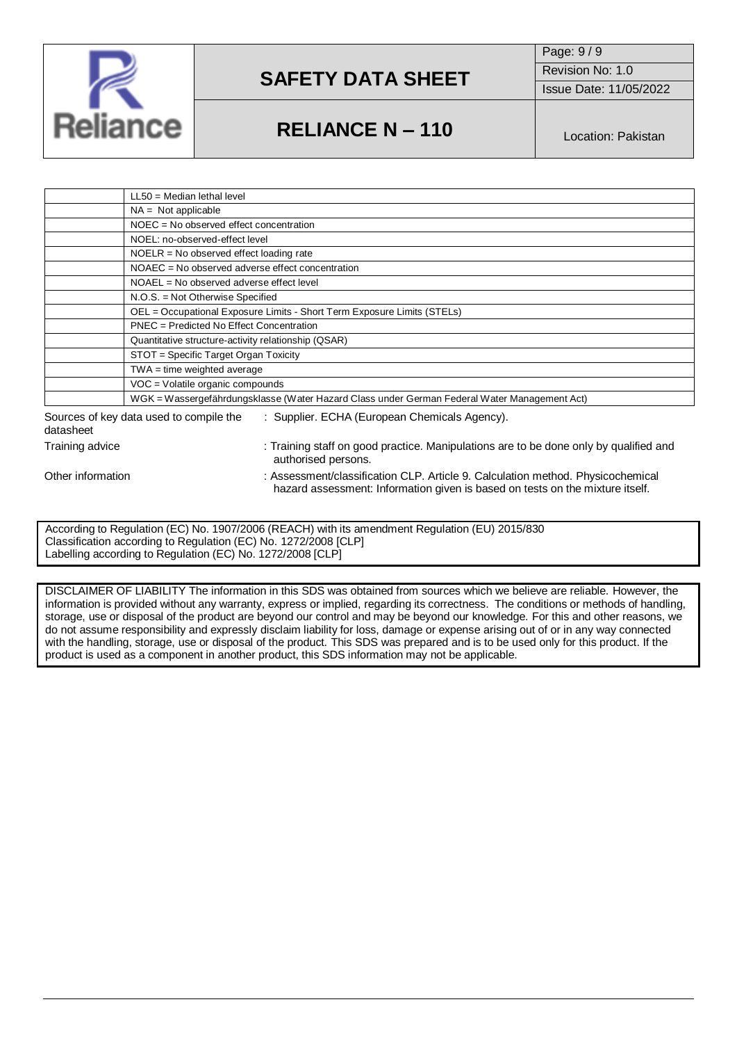| | |
|---|---|
| | LL50 = Median lethal level |
| | NA = Not applicable |
| | NOEC = No observed effect concentration |
| | NOEL: no-observed-effect level |
| | NOELR = No observed effect loading rate |
| | NOAEC = No observed adverse effect concentration |
| | NOAEL = No observed adverse effect level |
| | N.O.S. = Not Otherwise Specified |
| | OEL = Occupational Exposure Limits - Short Term Exposure Limits (STELs) |
| | PNEC = Predicted No Effect Concentration |
| | Quantitative structure-activity relationship (QSAR) |
| | STOT = Specific Target Organ Toxicity |
| | TWA = time weighted average |
| | VOC = Volatile organic compounds |
| | WGK = Wassergefährdungsklasse (Water Hazard Class under German Federal Water Management Act) |

Sources of key data used to compile the datasheet : Supplier. ECHA (European Chemicals Agency).

Training advice : Training staff on good practice. Manipulations are to be done only by qualified and authorised persons.

Other information : Assessment/classification CLP. Article 9. Calculation method. Physicochemical hazard assessment: Information given is based on tests on the mixture itself.

According to Regulation (EC) No. 1907/2006 (REACH) with its amendment Regulation (EU) 2015/830
Classification according to Regulation (EC) No. 1272/2008 [CLP]
Labelling according to Regulation (EC) No. 1272/2008 [CLP]

DISCLAIMER OF LIABILITY The information in this SDS was obtained from sources which we believe are reliable. However, the information is provided without any warranty, express or implied, regarding its correctness. The conditions or methods of handling, storage, use or disposal of the product are beyond our control and may be beyond our knowledge. For this and other reasons, we do not assume responsibility and expressly disclaim liability for loss, damage or expense arising out of or in any way connected with the handling, storage, use or disposal of the product. This SDS was prepared and is to be used only for this product. If the product is used as a component in another product, this SDS information may not be applicable.